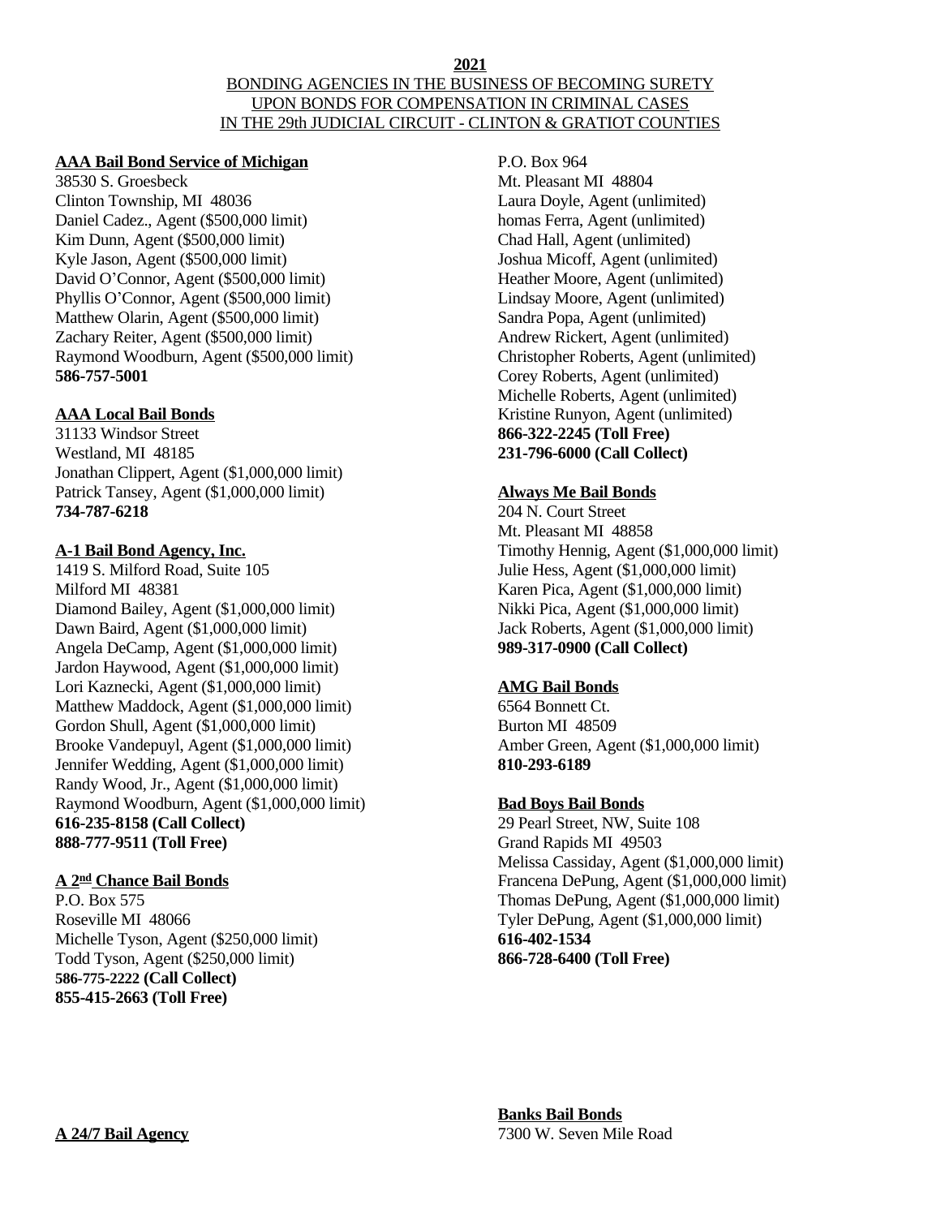**2021**

BONDING AGENCIES IN THE BUSINESS OF BECOMING SURETY
UPON BONDS FOR COMPENSATION IN CRIMINAL CASES
IN THE 29th JUDICIAL CIRCUIT - CLINTON & GRATIOT COUNTIES

**AAA Bail Bond Service of Michigan**
38530 S. Groesbeck
Clinton Township, MI 48036
Daniel Cadez., Agent ($500,000 limit)
Kim Dunn, Agent ($500,000 limit)
Kyle Jason, Agent ($500,000 limit)
David O'Connor, Agent ($500,000 limit)
Phyllis O'Connor, Agent ($500,000 limit)
Matthew Olarin, Agent ($500,000 limit)
Zachary Reiter, Agent ($500,000 limit)
Raymond Woodburn, Agent ($500,000 limit)
**586-757-5001**

**AAA Local Bail Bonds**
31133 Windsor Street
Westland, MI 48185
Jonathan Clippert, Agent ($1,000,000 limit)
Patrick Tansey, Agent ($1,000,000 limit)
**734-787-6218**

**A-1 Bail Bond Agency, Inc.**
1419 S. Milford Road, Suite 105
Milford MI 48381
Diamond Bailey, Agent ($1,000,000 limit)
Dawn Baird, Agent ($1,000,000 limit)
Angela DeCamp, Agent ($1,000,000 limit)
Jardon Haywood, Agent ($1,000,000 limit)
Lori Kaznecki, Agent ($1,000,000 limit)
Matthew Maddock, Agent ($1,000,000 limit)
Gordon Shull, Agent ($1,000,000 limit)
Brooke Vandepuyl, Agent ($1,000,000 limit)
Jennifer Wedding, Agent ($1,000,000 limit)
Randy Wood, Jr., Agent ($1,000,000 limit)
Raymond Woodburn, Agent ($1,000,000 limit)
**616-235-8158 (Call Collect)**
**888-777-9511 (Toll Free)**

**A 2nd Chance Bail Bonds**
P.O. Box 575
Roseville MI 48066
Michelle Tyson, Agent ($250,000 limit)
Todd Tyson, Agent ($250,000 limit)
**586-775-2222 (Call Collect)**
**855-415-2663 (Toll Free)**

**A 24/7 Bail Agency**
P.O. Box 964
Mt. Pleasant MI 48804
Laura Doyle, Agent (unlimited)
homas Ferra, Agent (unlimited)
Chad Hall, Agent (unlimited)
Joshua Micoff, Agent (unlimited)
Heather Moore, Agent (unlimited)
Lindsay Moore, Agent (unlimited)
Sandra Popa, Agent (unlimited)
Andrew Rickert, Agent (unlimited)
Christopher Roberts, Agent (unlimited)
Corey Roberts, Agent (unlimited)
Michelle Roberts, Agent (unlimited)
Kristine Runyon, Agent (unlimited)
**866-322-2245 (Toll Free)**
**231-796-6000 (Call Collect)**

**Always Me Bail Bonds**
204 N. Court Street
Mt. Pleasant MI 48858
Timothy Hennig, Agent ($1,000,000 limit)
Julie Hess, Agent ($1,000,000 limit)
Karen Pica, Agent ($1,000,000 limit)
Nikki Pica, Agent ($1,000,000 limit)
Jack Roberts, Agent ($1,000,000 limit)
**989-317-0900 (Call Collect)**

**AMG Bail Bonds**
6564 Bonnett Ct.
Burton MI 48509
Amber Green, Agent ($1,000,000 limit)
**810-293-6189**

**Bad Boys Bail Bonds**
29 Pearl Street, NW, Suite 108
Grand Rapids MI 49503
Melissa Cassiday, Agent ($1,000,000 limit)
Francena DePung, Agent ($1,000,000 limit)
Thomas DePung, Agent ($1,000,000 limit)
Tyler DePung, Agent ($1,000,000 limit)
**616-402-1534**
**866-728-6400 (Toll Free)**

**Banks Bail Bonds**
7300 W. Seven Mile Road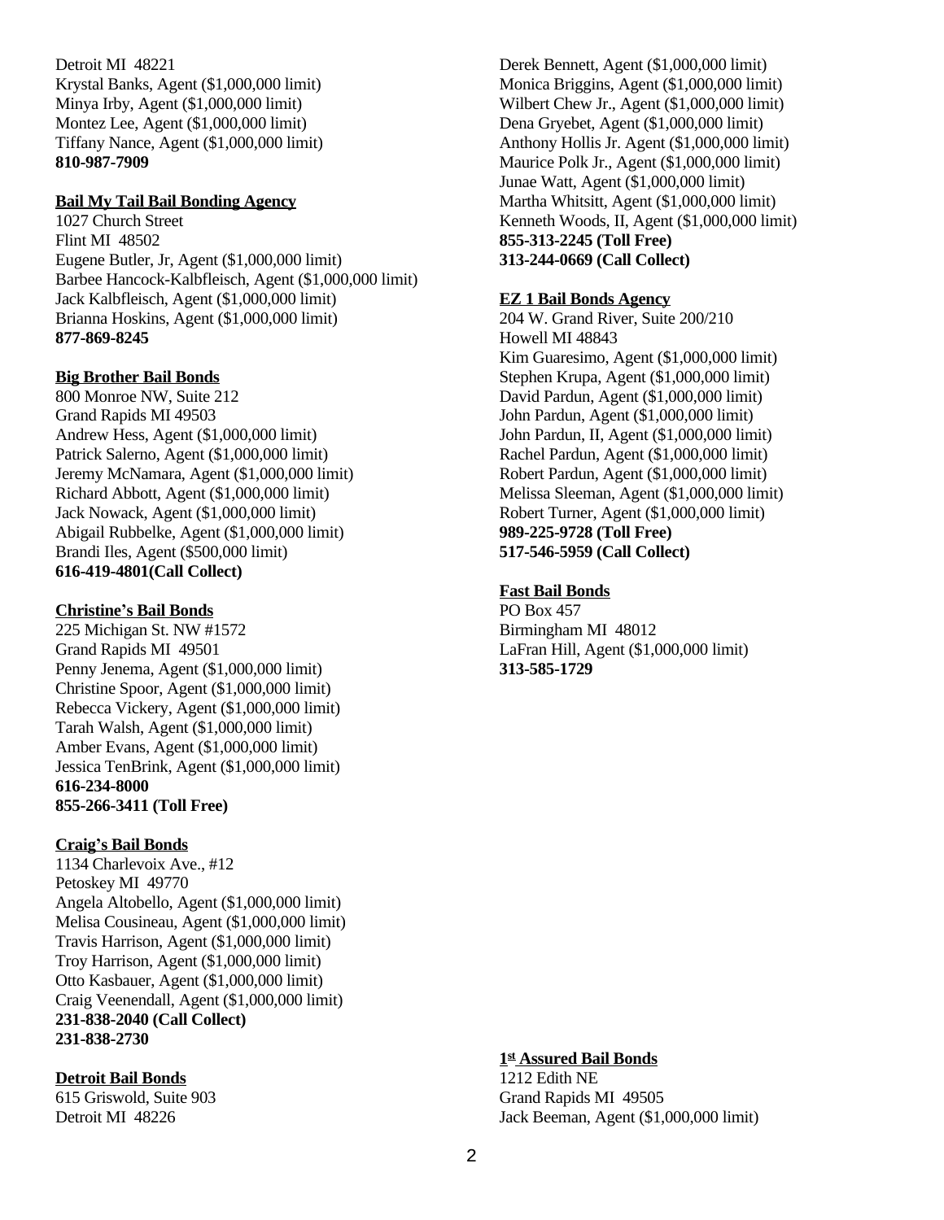Detroit MI 48221
Krystal Banks, Agent ($1,000,000 limit)
Minya Irby, Agent ($1,000,000 limit)
Montez Lee, Agent ($1,000,000 limit)
Tiffany Nance, Agent ($1,000,000 limit)
**810-987-7909**

**Bail My Tail Bail Bonding Agency**
1027 Church Street
Flint MI 48502
Eugene Butler, Jr, Agent ($1,000,000 limit)
Barbee Hancock-Kalbfleisch, Agent ($1,000,000 limit)
Jack Kalbfleisch, Agent ($1,000,000 limit)
Brianna Hoskins, Agent ($1,000,000 limit)
**877-869-8245**

**Big Brother Bail Bonds**
800 Monroe NW, Suite 212
Grand Rapids MI 49503
Andrew Hess, Agent ($1,000,000 limit)
Patrick Salerno, Agent ($1,000,000 limit)
Jeremy McNamara, Agent ($1,000,000 limit)
Richard Abbott, Agent ($1,000,000 limit)
Jack Nowack, Agent ($1,000,000 limit)
Abigail Rubbelke, Agent ($1,000,000 limit)
Brandi Iles, Agent ($500,000 limit)
**616-419-4801(Call Collect)**

**Christine's Bail Bonds**
225 Michigan St. NW #1572
Grand Rapids MI 49501
Penny Jenema, Agent ($1,000,000 limit)
Christine Spoor, Agent ($1,000,000 limit)
Rebecca Vickery, Agent ($1,000,000 limit)
Tarah Walsh, Agent ($1,000,000 limit)
Amber Evans, Agent ($1,000,000 limit)
Jessica TenBrink, Agent ($1,000,000 limit)
**616-234-8000**
**855-266-3411 (Toll Free)**

**Craig's Bail Bonds**
1134 Charlevoix Ave., #12
Petoskey MI 49770
Angela Altobello, Agent ($1,000,000 limit)
Melisa Cousineau, Agent ($1,000,000 limit)
Travis Harrison, Agent ($1,000,000 limit)
Troy Harrison, Agent ($1,000,000 limit)
Otto Kasbauer, Agent ($1,000,000 limit)
Craig Veenendall, Agent ($1,000,000 limit)
**231-838-2040 (Call Collect)**
**231-838-2730**

**Detroit Bail Bonds**
615 Griswold, Suite 903
Detroit MI 48226
Derek Bennett, Agent ($1,000,000 limit)
Monica Briggins, Agent ($1,000,000 limit)
Wilbert Chew Jr., Agent ($1,000,000 limit)
Dena Gryebet, Agent ($1,000,000 limit)
Anthony Hollis Jr. Agent ($1,000,000 limit)
Maurice Polk Jr., Agent ($1,000,000 limit)
Junae Watt, Agent ($1,000,000 limit)
Martha Whitsitt, Agent ($1,000,000 limit)
Kenneth Woods, II, Agent ($1,000,000 limit)
**855-313-2245 (Toll Free)**
**313-244-0669 (Call Collect)**

**EZ 1 Bail Bonds Agency**
204 W. Grand River, Suite 200/210
Howell MI 48843
Kim Guaresimo, Agent ($1,000,000 limit)
Stephen Krupa, Agent ($1,000,000 limit)
David Pardun, Agent ($1,000,000 limit)
John Pardun, Agent ($1,000,000 limit)
John Pardun, II, Agent ($1,000,000 limit)
Rachel Pardun, Agent ($1,000,000 limit)
Robert Pardun, Agent ($1,000,000 limit)
Melissa Sleeman, Agent ($1,000,000 limit)
Robert Turner, Agent ($1,000,000 limit)
**989-225-9728 (Toll Free)**
**517-546-5959 (Call Collect)**

**Fast Bail Bonds**
PO Box 457
Birmingham MI 48012
LaFran Hill, Agent ($1,000,000 limit)
**313-585-1729**

**1st Assured Bail Bonds**
1212 Edith NE
Grand Rapids MI 49505
Jack Beeman, Agent ($1,000,000 limit)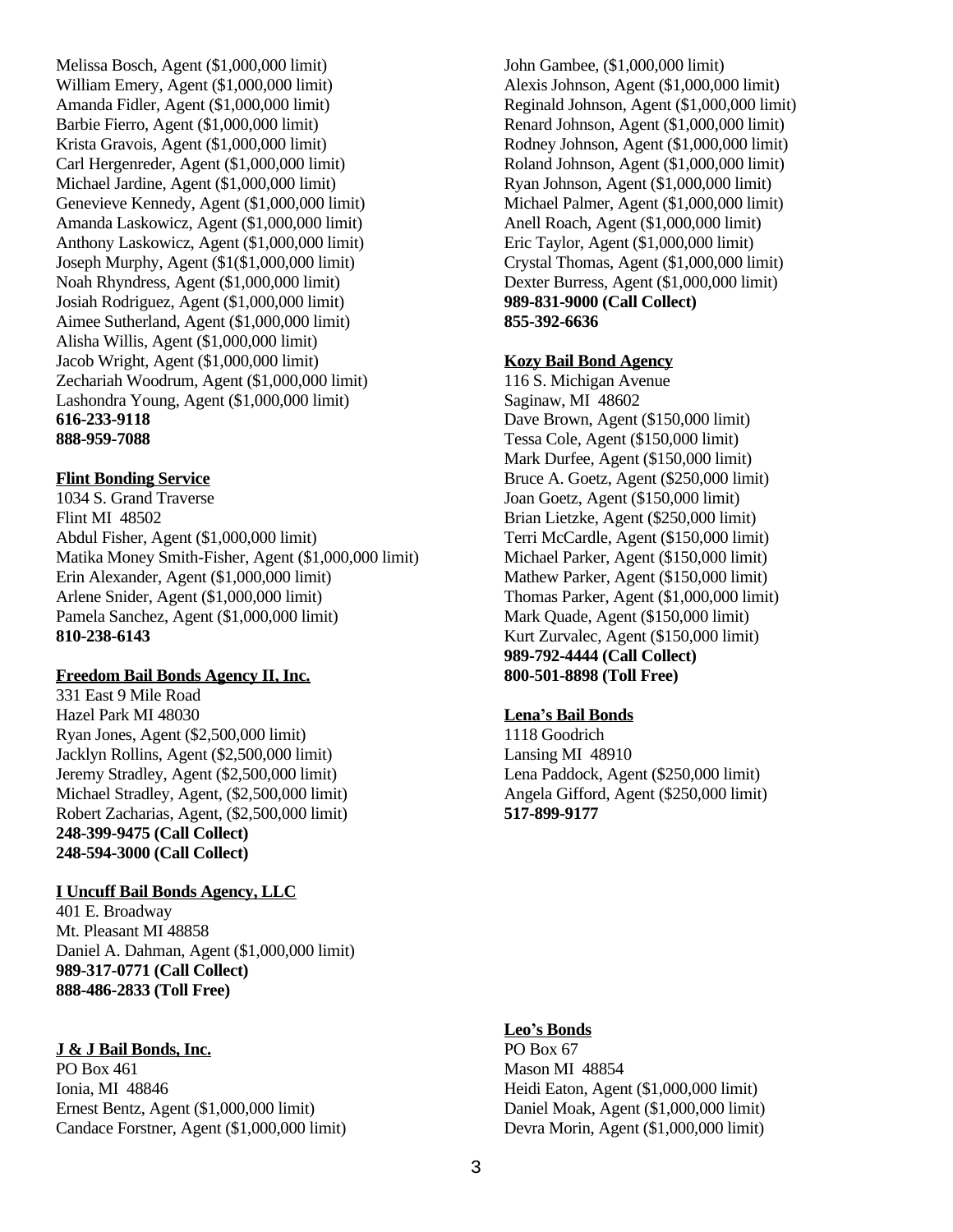Melissa Bosch, Agent ($1,000,000 limit)
William Emery, Agent ($1,000,000 limit)
Amanda Fidler, Agent ($1,000,000 limit)
Barbie Fierro, Agent ($1,000,000 limit)
Krista Gravois, Agent ($1,000,000 limit)
Carl Hergenreder, Agent ($1,000,000 limit)
Michael Jardine, Agent ($1,000,000 limit)
Genevieve Kennedy, Agent ($1,000,000 limit)
Amanda Laskowicz, Agent ($1,000,000 limit)
Anthony Laskowicz, Agent ($1,000,000 limit)
Joseph Murphy, Agent ($1($1,000,000 limit)
Noah Rhyndress, Agent ($1,000,000 limit)
Josiah Rodriguez, Agent ($1,000,000 limit)
Aimee Sutherland, Agent ($1,000,000 limit)
Alisha Willis, Agent ($1,000,000 limit)
Jacob Wright, Agent ($1,000,000 limit)
Zechariah Woodrum, Agent ($1,000,000 limit)
Lashondra Young, Agent ($1,000,000 limit)
**616-233-9118**
**888-959-7088**

**Flint Bonding Service**
1034 S. Grand Traverse
Flint MI 48502
Abdul Fisher, Agent ($1,000,000 limit)
Matika Money Smith-Fisher, Agent ($1,000,000 limit)
Erin Alexander, Agent ($1,000,000 limit)
Arlene Snider, Agent ($1,000,000 limit)
Pamela Sanchez, Agent ($1,000,000 limit)
**810-238-6143**

**Freedom Bail Bonds Agency II, Inc.**
331 East 9 Mile Road
Hazel Park MI 48030
Ryan Jones, Agent ($2,500,000 limit)
Jacklyn Rollins, Agent ($2,500,000 limit)
Jeremy Stradley, Agent ($2,500,000 limit)
Michael Stradley, Agent, ($2,500,000 limit)
Robert Zacharias, Agent, ($2,500,000 limit)
**248-399-9475 (Call Collect)**
**248-594-3000 (Call Collect)**

**I Uncuff Bail Bonds Agency, LLC**
401 E. Broadway
Mt. Pleasant MI 48858
Daniel A. Dahman, Agent ($1,000,000 limit)
**989-317-0771 (Call Collect)**
**888-486-2833 (Toll Free)**

**J & J Bail Bonds, Inc.**
PO Box 461
Ionia, MI 48846
Ernest Bentz, Agent ($1,000,000 limit)
Candace Forstner, Agent ($1,000,000 limit)
John Gambee, ($1,000,000 limit)
Alexis Johnson, Agent ($1,000,000 limit)
Reginald Johnson, Agent ($1,000,000 limit)
Renard Johnson, Agent ($1,000,000 limit)
Rodney Johnson, Agent ($1,000,000 limit)
Roland Johnson, Agent ($1,000,000 limit)
Ryan Johnson, Agent ($1,000,000 limit)
Michael Palmer, Agent ($1,000,000 limit)
Anell Roach, Agent ($1,000,000 limit)
Eric Taylor, Agent ($1,000,000 limit)
Crystal Thomas, Agent ($1,000,000 limit)
Dexter Burress, Agent ($1,000,000 limit)
**989-831-9000 (Call Collect)**
**855-392-6636**

**Kozy Bail Bond Agency**
116 S. Michigan Avenue
Saginaw, MI 48602
Dave Brown, Agent ($150,000 limit)
Tessa Cole, Agent ($150,000 limit)
Mark Durfee, Agent ($150,000 limit)
Bruce A. Goetz, Agent ($250,000 limit)
Joan Goetz, Agent ($150,000 limit)
Brian Lietzke, Agent ($250,000 limit)
Terri McCardle, Agent ($150,000 limit)
Michael Parker, Agent ($150,000 limit)
Mathew Parker, Agent ($150,000 limit)
Thomas Parker, Agent ($1,000,000 limit)
Mark Quade, Agent ($150,000 limit)
Kurt Zurvalec, Agent ($150,000 limit)
**989-792-4444 (Call Collect)**
**800-501-8898 (Toll Free)**

**Lena's Bail Bonds**
1118 Goodrich
Lansing MI 48910
Lena Paddock, Agent ($250,000 limit)
Angela Gifford, Agent ($250,000 limit)
**517-899-9177**

**Leo's Bonds**
PO Box 67
Mason MI 48854
Heidi Eaton, Agent ($1,000,000 limit)
Daniel Moak, Agent ($1,000,000 limit)
Devra Morin, Agent ($1,000,000 limit)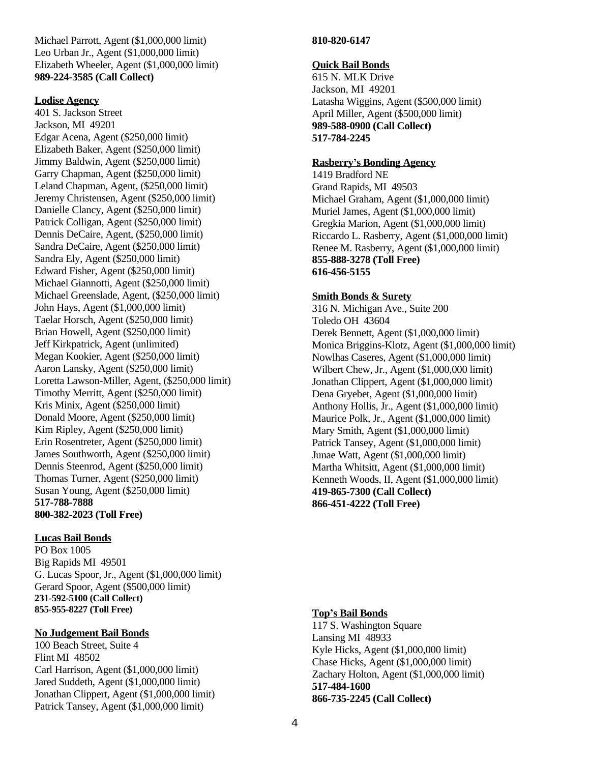Michael Parrott, Agent ($1,000,000 limit)
Leo Urban Jr., Agent ($1,000,000 limit)
Elizabeth Wheeler, Agent ($1,000,000 limit)
**989-224-3585 (Call Collect)**

**Lodise Agency**
401 S. Jackson Street
Jackson, MI 49201
Edgar Acena, Agent ($250,000 limit)
Elizabeth Baker, Agent ($250,000 limit)
Jimmy Baldwin, Agent ($250,000 limit)
Garry Chapman, Agent ($250,000 limit)
Leland Chapman, Agent, ($250,000 limit)
Jeremy Christensen, Agent ($250,000 limit)
Danielle Clancy, Agent ($250,000 limit)
Patrick Colligan, Agent ($250,000 limit)
Dennis DeCaire, Agent, ($250,000 limit)
Sandra DeCaire, Agent ($250,000 limit)
Sandra Ely, Agent ($250,000 limit)
Edward Fisher, Agent ($250,000 limit)
Michael Giannotti, Agent ($250,000 limit)
Michael Greenslade, Agent, ($250,000 limit)
John Hays, Agent ($1,000,000 limit)
Taelar Horsch, Agent ($250,000 limit)
Brian Howell, Agent ($250,000 limit)
Jeff Kirkpatrick, Agent (unlimited)
Megan Kookier, Agent ($250,000 limit)
Aaron Lansky, Agent ($250,000 limit)
Loretta Lawson-Miller, Agent, ($250,000 limit)
Timothy Merritt, Agent ($250,000 limit)
Kris Minix, Agent ($250,000 limit)
Donald Moore, Agent ($250,000 limit)
Kim Ripley, Agent ($250,000 limit)
Erin Rosentreter, Agent ($250,000 limit)
James Southworth, Agent ($250,000 limit)
Dennis Steenrod, Agent ($250,000 limit)
Thomas Turner, Agent ($250,000 limit)
Susan Young, Agent ($250,000 limit)
**517-788-7888**
**800-382-2023 (Toll Free)**

**Lucas Bail Bonds**
PO Box 1005
Big Rapids MI 49501
G. Lucas Spoor, Jr., Agent ($1,000,000 limit)
Gerard Spoor, Agent ($500,000 limit)
**231-592-5100 (Call Collect)**
**855-955-8227 (Toll Free)**

**No Judgement Bail Bonds**
100 Beach Street, Suite 4
Flint MI 48502
Carl Harrison, Agent ($1,000,000 limit)
Jared Suddeth, Agent ($1,000,000 limit)
Jonathan Clippert, Agent ($1,000,000 limit)
Patrick Tansey, Agent ($1,000,000 limit)
**810-820-6147**

**Quick Bail Bonds**
615 N. MLK Drive
Jackson, MI 49201
Latasha Wiggins, Agent ($500,000 limit)
April Miller, Agent ($500,000 limit)
**989-588-0900 (Call Collect)**
**517-784-2245**

**Rasberry's Bonding Agency**
1419 Bradford NE
Grand Rapids, MI 49503
Michael Graham, Agent ($1,000,000 limit)
Muriel James, Agent ($1,000,000 limit)
Gregkia Marion, Agent ($1,000,000 limit)
Riccardo L. Rasberry, Agent ($1,000,000 limit)
Renee M. Rasberry, Agent ($1,000,000 limit)
**855-888-3278 (Toll Free)**
**616-456-5155**

**Smith Bonds & Surety**
316 N. Michigan Ave., Suite 200
Toledo OH 43604
Derek Bennett, Agent ($1,000,000 limit)
Monica Briggins-Klotz, Agent ($1,000,000 limit)
Nowlhas Caseres, Agent ($1,000,000 limit)
Wilbert Chew, Jr., Agent ($1,000,000 limit)
Jonathan Clippert, Agent ($1,000,000 limit)
Dena Gryebet, Agent ($1,000,000 limit)
Anthony Hollis, Jr., Agent ($1,000,000 limit)
Maurice Polk, Jr., Agent ($1,000,000 limit)
Mary Smith, Agent ($1,000,000 limit)
Patrick Tansey, Agent ($1,000,000 limit)
Junae Watt, Agent ($1,000,000 limit)
Martha Whitsitt, Agent ($1,000,000 limit)
Kenneth Woods, II, Agent ($1,000,000 limit)
**419-865-7300 (Call Collect)**
**866-451-4222 (Toll Free)**

**Top's Bail Bonds**
117 S. Washington Square
Lansing MI 48933
Kyle Hicks, Agent ($1,000,000 limit)
Chase Hicks, Agent ($1,000,000 limit)
Zachary Holton, Agent ($1,000,000 limit)
**517-484-1600**
**866-735-2245 (Call Collect)**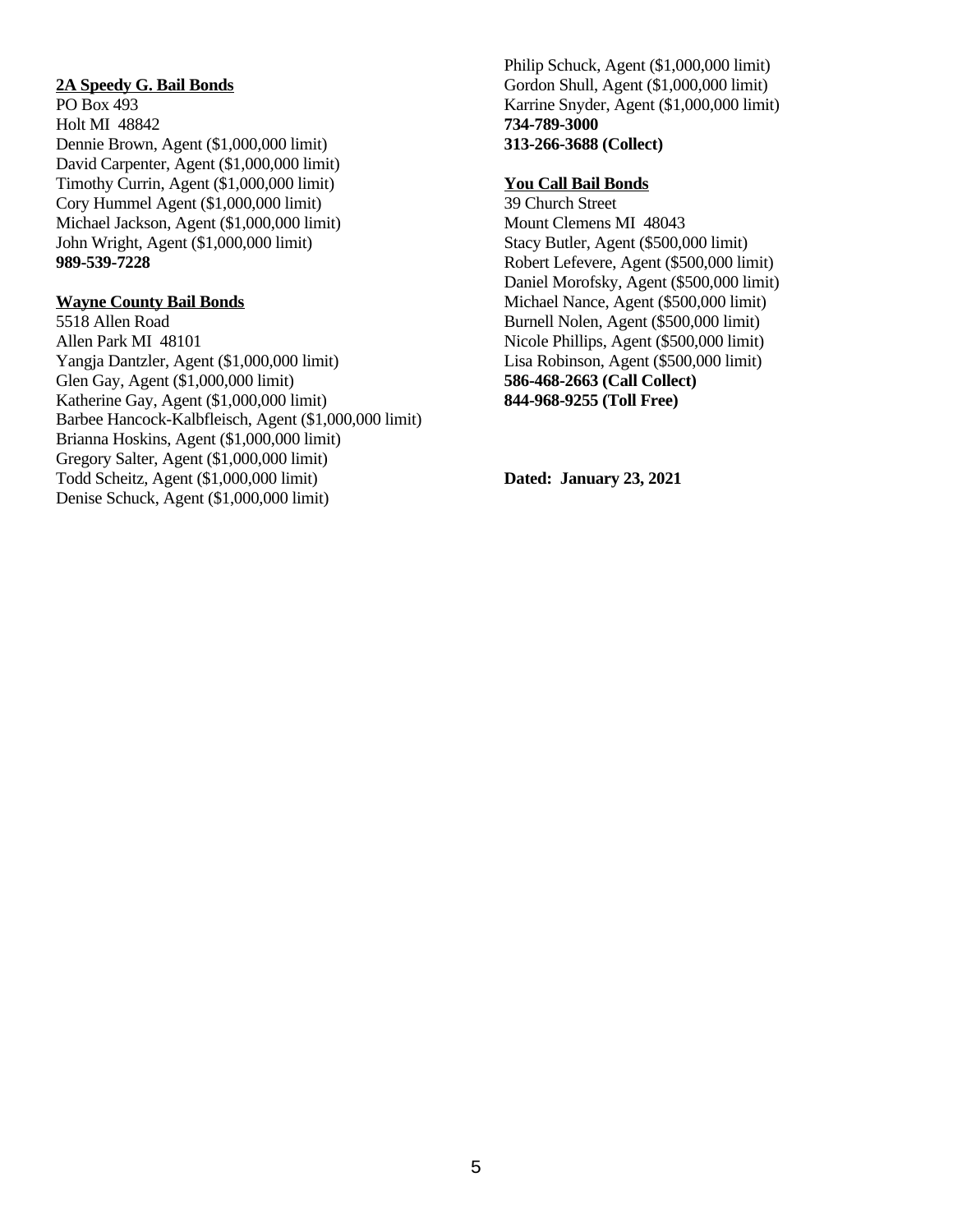**2A Speedy G. Bail Bonds**
PO Box 493
Holt MI 48842
Dennie Brown, Agent ($1,000,000 limit)
David Carpenter, Agent ($1,000,000 limit)
Timothy Currin, Agent ($1,000,000 limit)
Cory Hummel Agent ($1,000,000 limit)
Michael Jackson, Agent ($1,000,000 limit)
John Wright, Agent ($1,000,000 limit)
**989-539-7228**

**Wayne County Bail Bonds**
5518 Allen Road
Allen Park MI 48101
Yangja Dantzler, Agent ($1,000,000 limit)
Glen Gay, Agent ($1,000,000 limit)
Katherine Gay, Agent ($1,000,000 limit)
Barbee Hancock-Kalbfleisch, Agent ($1,000,000 limit)
Brianna Hoskins, Agent ($1,000,000 limit)
Gregory Salter, Agent ($1,000,000 limit)
Todd Scheitz, Agent ($1,000,000 limit)
Denise Schuck, Agent ($1,000,000 limit)
Philip Schuck, Agent ($1,000,000 limit)
Gordon Shull, Agent ($1,000,000 limit)
Karrine Snyder, Agent ($1,000,000 limit)
**734-789-3000**
**313-266-3688 (Collect)**

**You Call Bail Bonds**
39 Church Street
Mount Clemens MI 48043
Stacy Butler, Agent ($500,000 limit)
Robert Lefevere, Agent ($500,000 limit)
Daniel Morofsky, Agent ($500,000 limit)
Michael Nance, Agent ($500,000 limit)
Burnell Nolen, Agent ($500,000 limit)
Nicole Phillips, Agent ($500,000 limit)
Lisa Robinson, Agent ($500,000 limit)
**586-468-2663 (Call Collect)**
**844-968-9255 (Toll Free)**

**Dated: January 23, 2021**